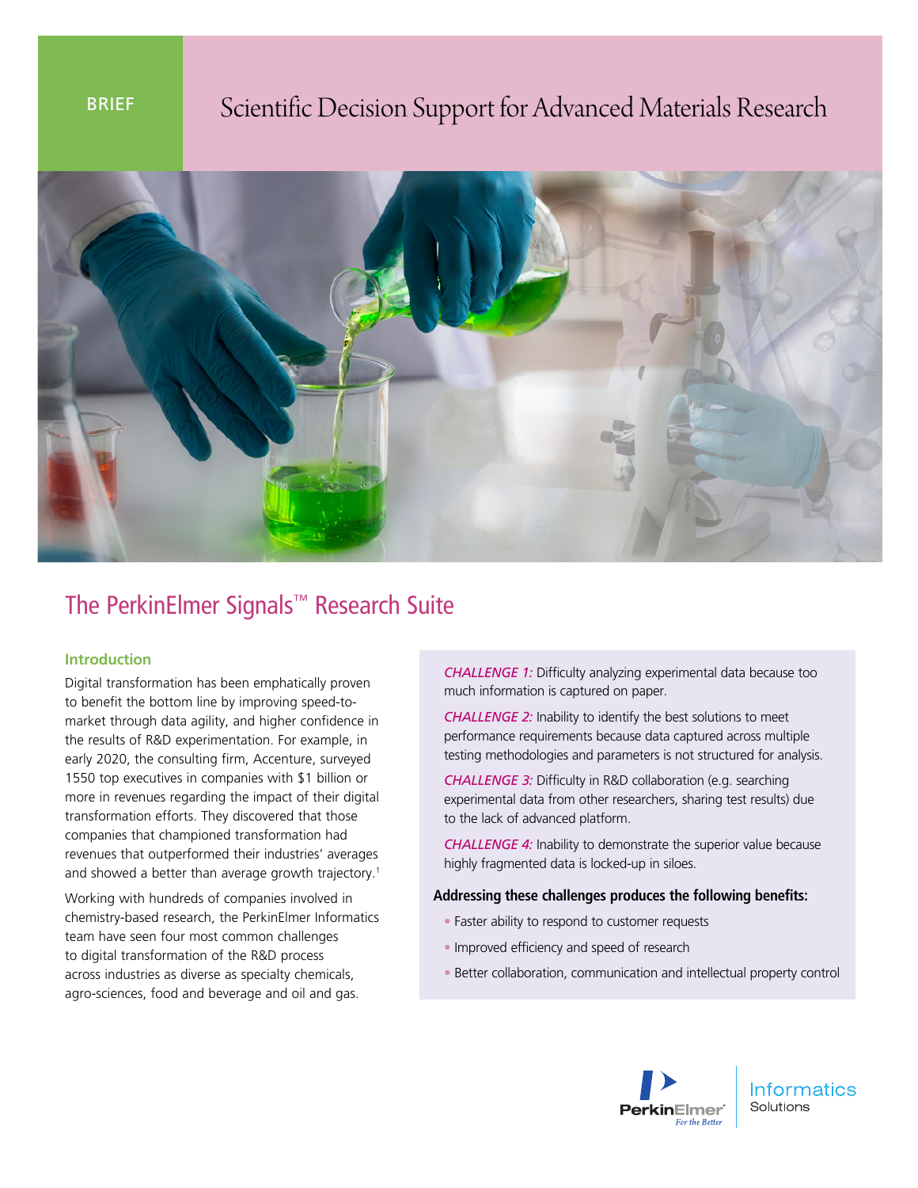BRIEF

# Scientific Decision Support for Advanced Materials Research

## The PerkinElmer Signals™ Research Suite

### Introduction

Digital transformation has been emphatically proven to benefit the bottom line by improving speed-to-market through data agility, and higher confidence in the results of R&D experimentation. For example, in early 2020, the consulting firm, Accenture, surveyed 1550 top executives in companies with $1 billion or more in revenues regarding the impact of their digital transformation efforts. They discovered that those companies that championed transformation had revenues that outperformed their industries' averages and showed a better than average growth trajectory.[1]

Working with hundreds of companies involved in chemistry-based research, the PerkinElmer Informatics team have seen four most common challenges to digital transformation of the R&D process across industries as diverse as specialty chemicals, agro-sciences, food and beverage and oil and gas.

*CHALLENGE 1:* Difficulty analyzing experimental data because too much information is captured on paper.

*CHALLENGE 2:* Inability to identify the best solutions to meet performance requirements because data captured across multiple testing methodologies and parameters is not structured for analysis.

*CHALLENGE 3:* Difficulty in R&D collaboration (e.g. searching experimental data from other researchers, sharing test results) due to the lack of advanced platform.

*CHALLENGE 4:* Inability to demonstrate the superior value because highly fragmented data is locked-up in siloes.

**Addressing these challenges produces the following benefits:**

- Faster ability to respond to customer requests
- Improved efficiency and speed of research
- Better collaboration, communication and intellectual property control

PerkinElmer For the Better | Informatics Solutions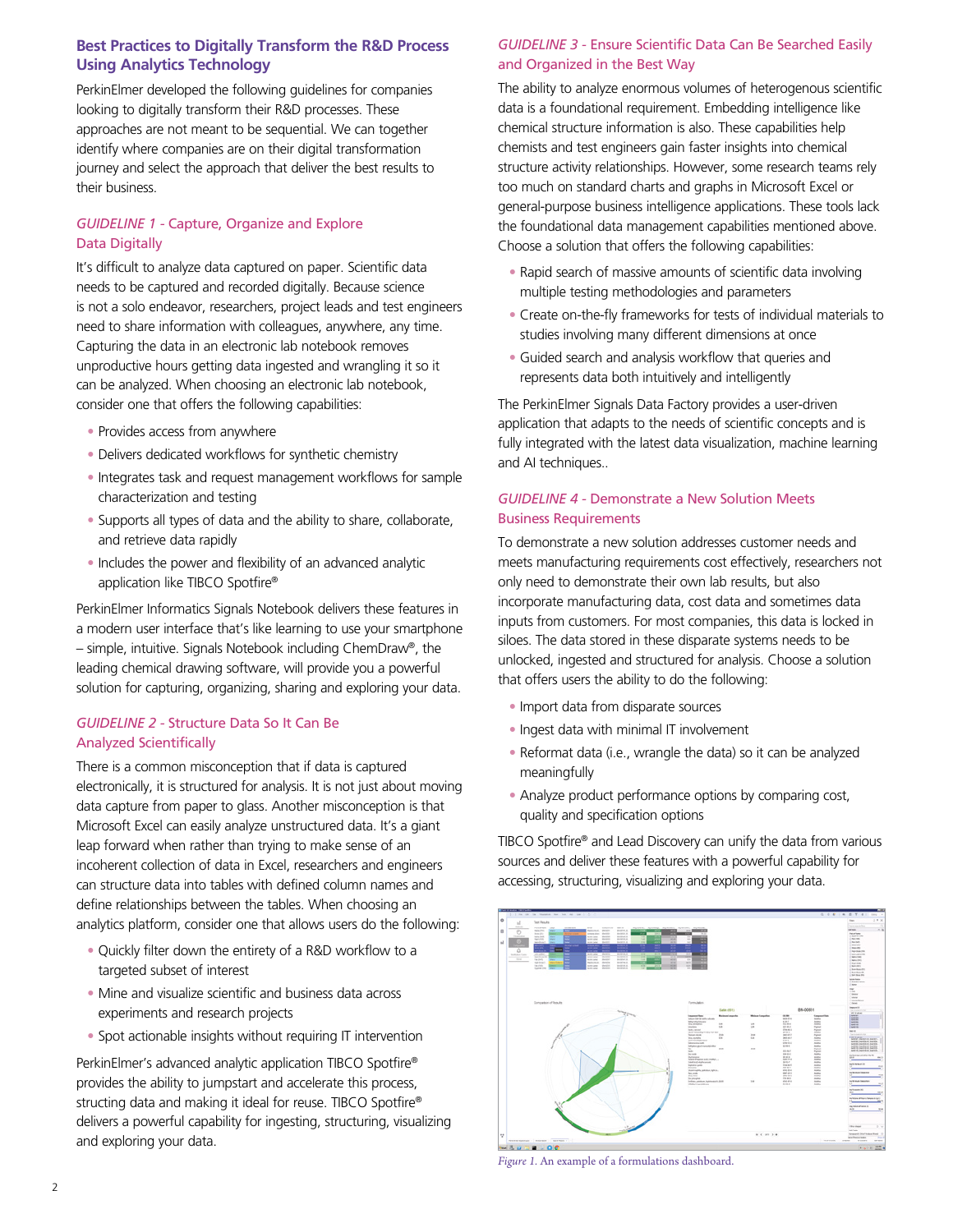## Best Practices to Digitally Transform the R&D Process Using Analytics Technology

PerkinElmer developed the following guidelines for companies looking to digitally transform their R&D processes. These approaches are not meant to be sequential. We can together identify where companies are on their digital transformation journey and select the approach that deliver the best results to their business.

### *GUIDELINE 1* - Capture, Organize and Explore Data Digitally

It's difficult to analyze data captured on paper. Scientific data needs to be captured and recorded digitally. Because science is not a solo endeavor, researchers, project leads and test engineers need to share information with colleagues, anywhere, any time. Capturing the data in an electronic lab notebook removes unproductive hours getting data ingested and wrangling it so it can be analyzed. When choosing an electronic lab notebook, consider one that offers the following capabilities:

- Provides access from anywhere
- Delivers dedicated workflows for synthetic chemistry
- Integrates task and request management workflows for sample characterization and testing
- Supports all types of data and the ability to share, collaborate, and retrieve data rapidly
- Includes the power and flexibility of an advanced analytic application like TIBCO Spotfire®

PerkinElmer Informatics Signals Notebook delivers these features in a modern user interface that's like learning to use your smartphone – simple, intuitive. Signals Notebook including ChemDraw®, the leading chemical drawing software, will provide you a powerful solution for capturing, organizing, sharing and exploring your data.

### *GUIDELINE 2* - Structure Data So It Can Be Analyzed Scientifically

There is a common misconception that if data is captured electronically, it is structured for analysis. It is not just about moving data capture from paper to glass. Another misconception is that Microsoft Excel can easily analyze unstructured data. It's a giant leap forward when rather than trying to make sense of an incoherent collection of data in Excel, researchers and engineers can structure data into tables with defined column names and define relationships between the tables. When choosing an analytics platform, consider one that allows users do the following:

- Quickly filter down the entirety of a R&D workflow to a targeted subset of interest
- Mine and visualize scientific and business data across experiments and research projects
- Spot actionable insights without requiring IT intervention

PerkinElmer's advanced analytic application TIBCO Spotfire® provides the ability to jumpstart and accelerate this process, structing data and making it ideal for reuse. TIBCO Spotfire® delivers a powerful capability for ingesting, structuring, visualizing and exploring your data.

### *GUIDELINE 3* - Ensure Scientific Data Can Be Searched Easily and Organized in the Best Way

The ability to analyze enormous volumes of heterogenous scientific data is a foundational requirement. Embedding intelligence like chemical structure information is also. These capabilities help chemists and test engineers gain faster insights into chemical structure activity relationships. However, some research teams rely too much on standard charts and graphs in Microsoft Excel or general-purpose business intelligence applications. These tools lack the foundational data management capabilities mentioned above. Choose a solution that offers the following capabilities:

- Rapid search of massive amounts of scientific data involving multiple testing methodologies and parameters
- Create on-the-fly frameworks for tests of individual materials to studies involving many different dimensions at once
- Guided search and analysis workflow that queries and represents data both intuitively and intelligently

The PerkinElmer Signals Data Factory provides a user-driven application that adapts to the needs of scientific concepts and is fully integrated with the latest data visualization, machine learning and AI techniques..

### *GUIDELINE 4* - Demonstrate a New Solution Meets Business Requirements

To demonstrate a new solution addresses customer needs and meets manufacturing requirements cost effectively, researchers not only need to demonstrate their own lab results, but also incorporate manufacturing data, cost data and sometimes data inputs from customers. For most companies, this data is locked in siloes. The data stored in these disparate systems needs to be unlocked, ingested and structured for analysis. Choose a solution that offers users the ability to do the following:

- Import data from disparate sources
- Ingest data with minimal IT involvement
- Reformat data (i.e., wrangle the data) so it can be analyzed meaningfully
- Analyze product performance options by comparing cost, quality and specification options

TIBCO Spotfire® and Lead Discovery can unify the data from various sources and deliver these features with a powerful capability for accessing, structuring, visualizing and exploring your data.

*Figure 1.* An example of a formulations dashboard.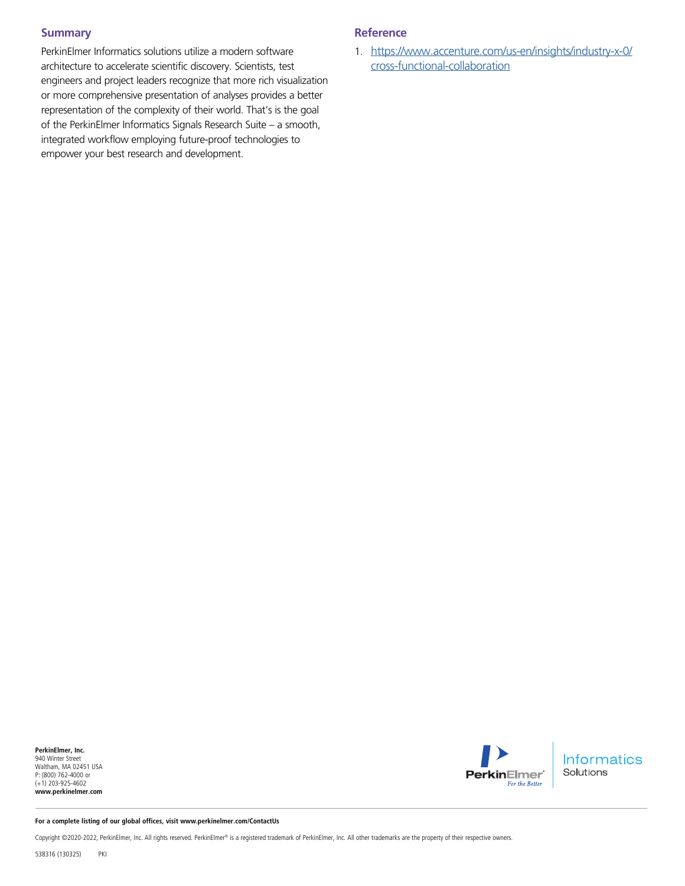## Summary

PerkinElmer Informatics solutions utilize a modern software architecture to accelerate scientific discovery. Scientists, test engineers and project leaders recognize that more rich visualization or more comprehensive presentation of analyses provides a better representation of the complexity of their world. That's is the goal of the PerkinElmer Informatics Signals Research Suite – a smooth, integrated workflow employing future-proof technologies to empower your best research and development.

## Reference

1. https://www.accenture.com/us-en/insights/industry-x-0/cross-functional-collaboration

**PerkinElmer, Inc.**
940 Winter Street
Waltham, MA 02451 USA
P: (800) 762-4000 or
(+1) 203-925-4602
**www.perkinelmer.com**

PerkinElmer For the Better | Informatics Solutions

**For a complete listing of our global offices, visit www.perkinelmer.com/ContactUs**

Copyright ©2020-2022, PerkinElmer, Inc. All rights reserved. PerkinElmer® is a registered trademark of PerkinElmer, Inc. All other trademarks are the property of their respective owners.

538316 (130325) PKI